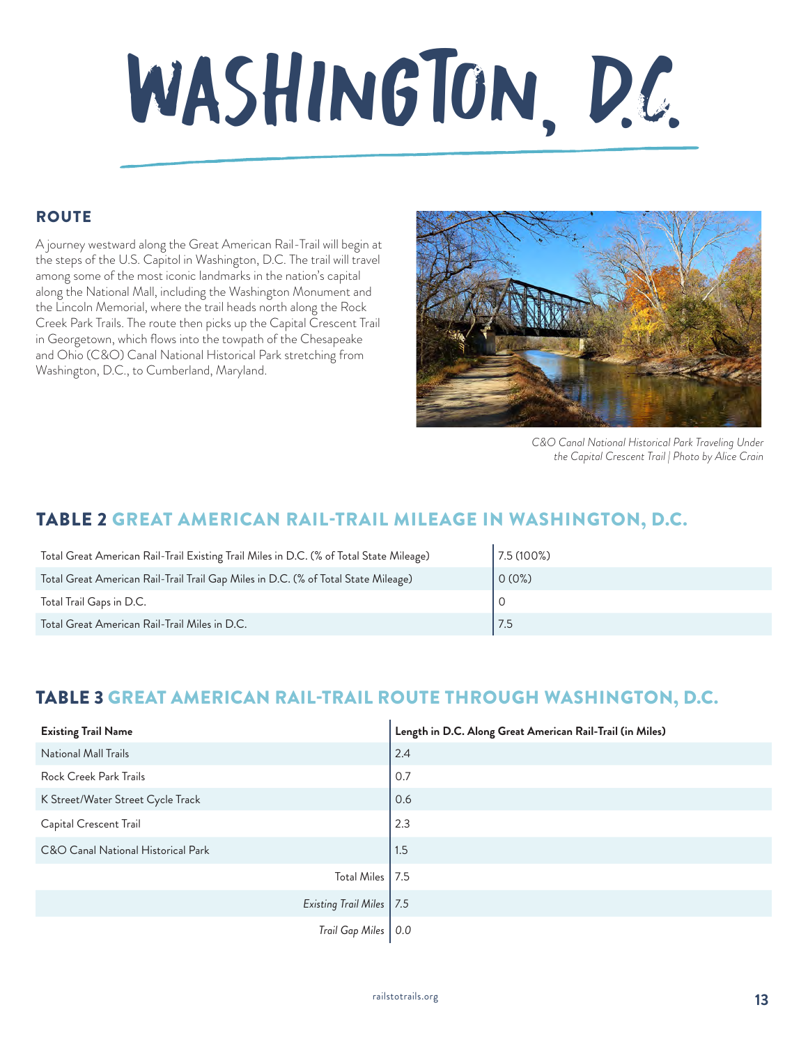# WASHINGTON, D.C.

## ROUTE

A journey westward along the Great American Rail-Trail will begin at the steps of the U.S. Capitol in Washington, D.C. The trail will travel among some of the most iconic landmarks in the nation's capital along the National Mall, including the Washington Monument and the Lincoln Memorial, where the trail heads north along the Rock Creek Park Trails. The route then picks up the Capital Crescent Trail in Georgetown, which flows into the towpath of the Chesapeake and Ohio (C&O) Canal National Historical Park stretching from Washington, D.C., to Cumberland, Maryland.

*C&O Canal National Historical Park Traveling Under the Capital Crescent Trail | Photo by Alice Crain*

## TABLE 2 GREAT AMERICAN RAIL-TRAIL MILEAGE IN WASHINGTON, D.C.

| | |
|---|---|
| Total Great American Rail-Trail Existing Trail Miles in D.C. (% of Total State Mileage) | 7.5 (100%) |
| Total Great American Rail-Trail Trail Gap Miles in D.C. (% of Total State Mileage) | 0 (0%) |
| Total Trail Gaps in D.C. | 0 |
| Total Great American Rail-Trail Miles in D.C. | 7.5 |

## TABLE 3 GREAT AMERICAN RAIL-TRAIL ROUTE THROUGH WASHINGTON, D.C.

| Existing Trail Name | Length in D.C. Along Great American Rail-Trail (in Miles) |
|---|---|
| National Mall Trails | 2.4 |
| Rock Creek Park Trails | 0.7 |
| K Street/Water Street Cycle Track | 0.6 |
| Capital Crescent Trail | 2.3 |
| C&O Canal National Historical Park | 1.5 |
| Total Miles | 7.5 |
| *Existing Trail Miles* | *7.5* |
| *Trail Gap Miles* | *0.0* |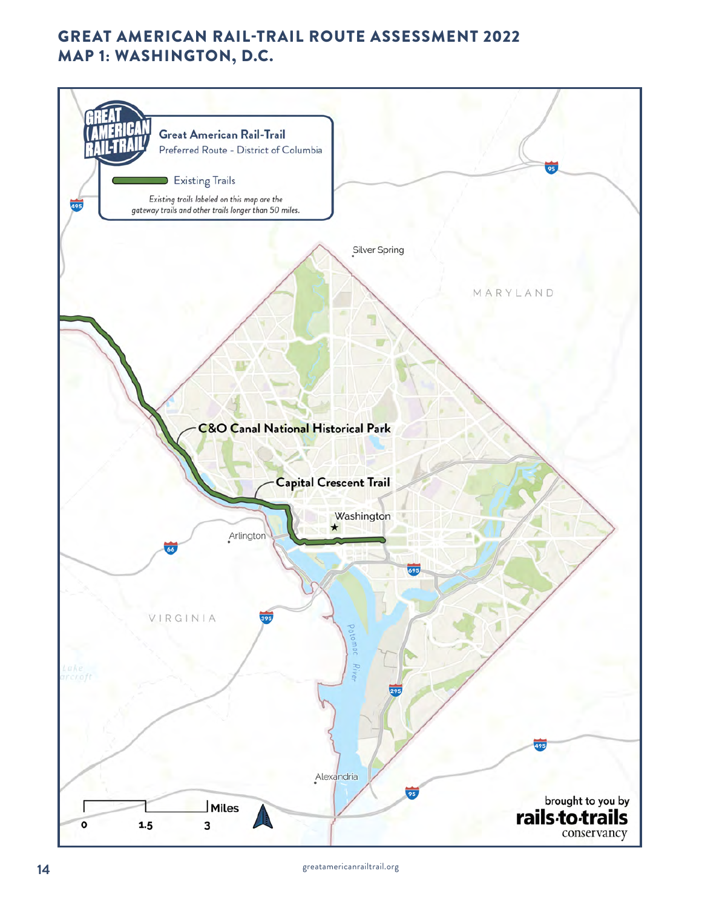# GREAT AMERICAN RAIL-TRAIL ROUTE ASSESSMENT 2022
# MAP 1: WASHINGTON, D.C.

**Great American Rail-Trail**
Preferred Route - District of Columbia

Existing Trails

*Existing trails labeled on this map are the gateway trails and other trails longer than 50 miles.*

Silver Spring

MARYLAND

C&O Canal National Historical Park

Capital Crescent Trail

Washington

Arlington

VIRGINIA

Potomac River

Alexandria

Lake Barcroft

95

495

66

395

695

295

Miles: 0, 1.5, 3

brought to you by **rails-to-trails** conservancy

greatamericanrailtrail.org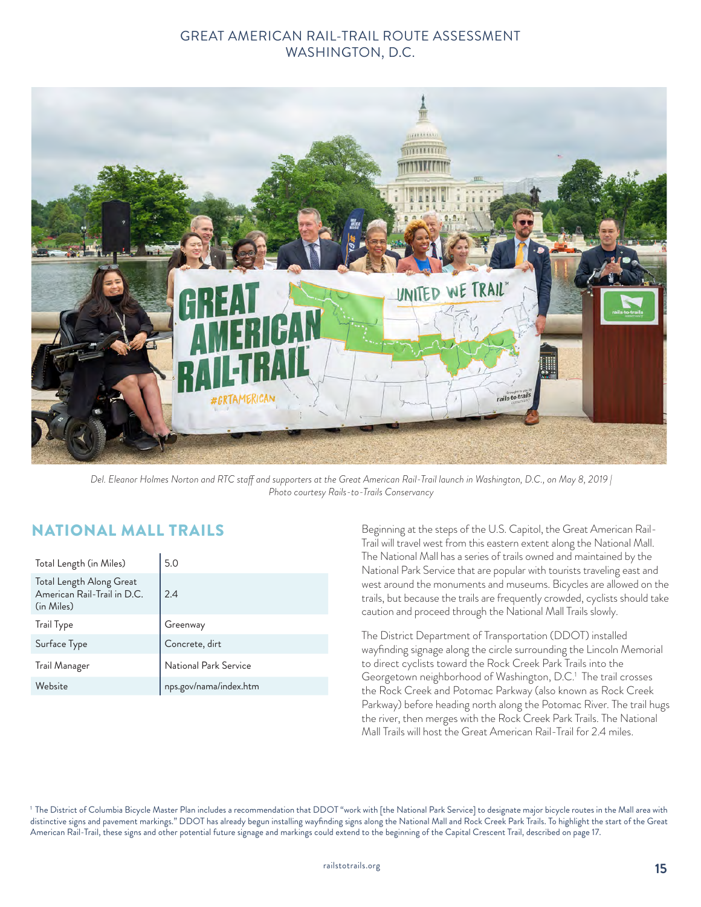Del. Eleanor Holmes Norton and RTC staff and supporters at the Great American Rail-Trail launch in Washington, D.C., on May 8, 2019 | Photo courtesy Rails-to-Trails Conservancy

## NATIONAL MALL TRAILS

| Total Length (in Miles) | 5.0 |
|---|---|
| Total Length Along Great American Rail-Trail in D.C. (in Miles) | 2.4 |
| Trail Type | Greenway |
| Surface Type | Concrete, dirt |
| Trail Manager | National Park Service |
| Website | nps.gov/nama/index.htm |

Beginning at the steps of the U.S. Capitol, the Great American Rail-Trail will travel west from this eastern extent along the National Mall. The National Mall has a series of trails owned and maintained by the National Park Service that are popular with tourists traveling east and west around the monuments and museums. Bicycles are allowed on the trails, but because the trails are frequently crowded, cyclists should take caution and proceed through the National Mall Trails slowly.

The District Department of Transportation (DDOT) installed wayfinding signage along the circle surrounding the Lincoln Memorial to direct cyclists toward the Rock Creek Park Trails into the Georgetown neighborhood of Washington, D.C.[1] The trail crosses the Rock Creek and Potomac Parkway (also known as Rock Creek Parkway) before heading north along the Potomac River. The trail hugs the river, then merges with the Rock Creek Park Trails. The National Mall Trails will host the Great American Rail-Trail for 2.4 miles.

[1] The District of Columbia Bicycle Master Plan includes a recommendation that DDOT "work with [the National Park Service] to designate major bicycle routes in the Mall area with distinctive signs and pavement markings." DDOT has already begun installing wayfinding signs along the National Mall and Rock Creek Park Trails. To highlight the start of the Great American Rail-Trail, these signs and other potential future signage and markings could extend to the beginning of the Capital Crescent Trail, described on page 17.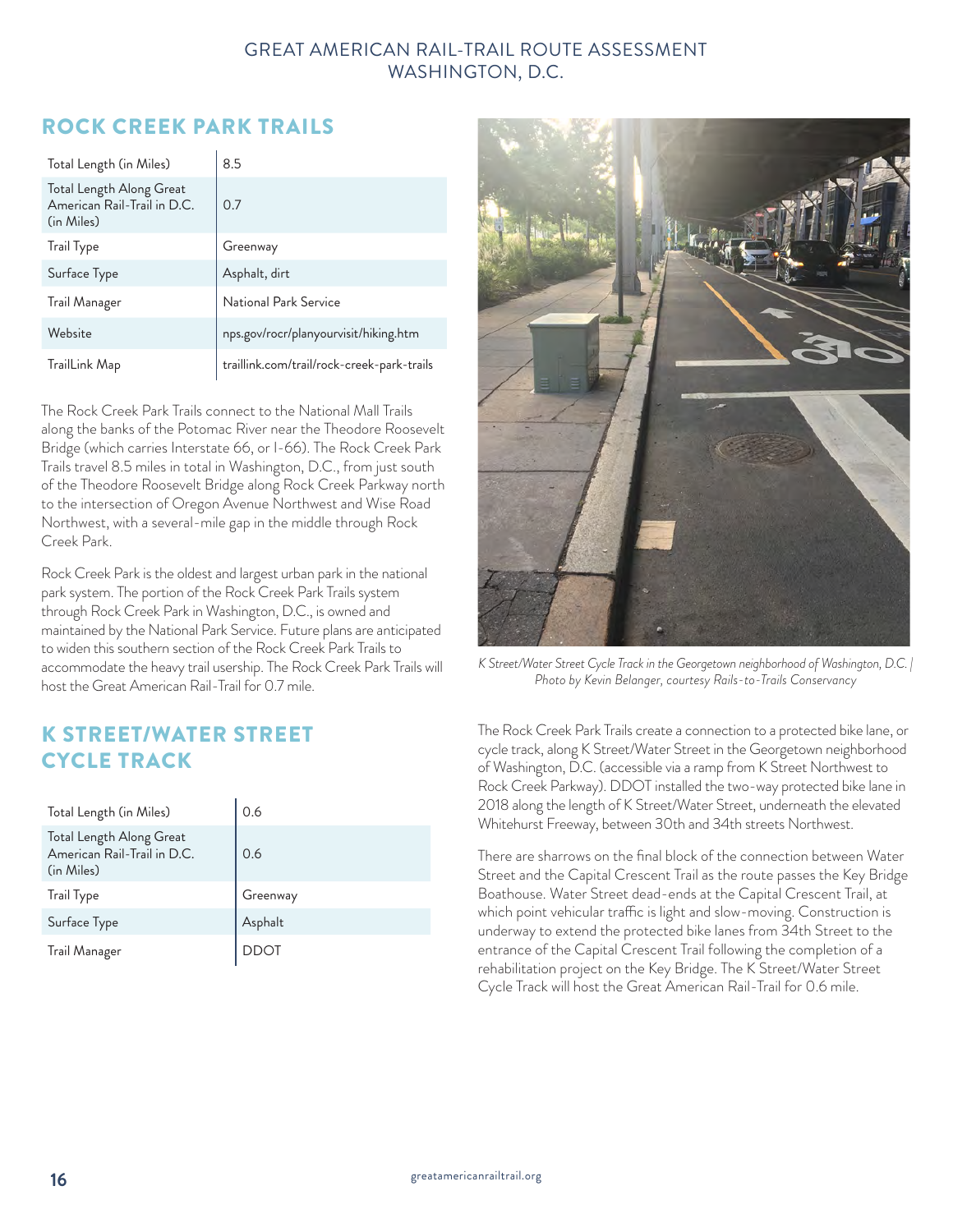## ROCK CREEK PARK TRAILS

| | |
|---|---|
| Total Length (in Miles) | 8.5 |
| Total Length Along Great American Rail-Trail in D.C. (in Miles) | 0.7 |
| Trail Type | Greenway |
| Surface Type | Asphalt, dirt |
| Trail Manager | National Park Service |
| Website | nps.gov/rocr/planyourvisit/hiking.htm |
| TrailLink Map | traillink.com/trail/rock-creek-park-trails |

The Rock Creek Park Trails connect to the National Mall Trails along the banks of the Potomac River near the Theodore Roosevelt Bridge (which carries Interstate 66, or I-66). The Rock Creek Park Trails travel 8.5 miles in total in Washington, D.C., from just south of the Theodore Roosevelt Bridge along Rock Creek Parkway north to the intersection of Oregon Avenue Northwest and Wise Road Northwest, with a several-mile gap in the middle through Rock Creek Park.

Rock Creek Park is the oldest and largest urban park in the national park system. The portion of the Rock Creek Park Trails system through Rock Creek Park in Washington, D.C., is owned and maintained by the National Park Service. Future plans are anticipated to widen this southern section of the Rock Creek Park Trails to accommodate the heavy trail usership. The Rock Creek Park Trails will host the Great American Rail-Trail for 0.7 mile.

## K STREET/WATER STREET CYCLE TRACK

| | |
|---|---|
| Total Length (in Miles) | 0.6 |
| Total Length Along Great American Rail-Trail in D.C. (in Miles) | 0.6 |
| Trail Type | Greenway |
| Surface Type | Asphalt |
| Trail Manager | DDOT |

*K Street/Water Street Cycle Track in the Georgetown neighborhood of Washington, D.C. | Photo by Kevin Belanger, courtesy Rails-to-Trails Conservancy*

The Rock Creek Park Trails create a connection to a protected bike lane, or cycle track, along K Street/Water Street in the Georgetown neighborhood of Washington, D.C. (accessible via a ramp from K Street Northwest to Rock Creek Parkway). DDOT installed the two-way protected bike lane in 2018 along the length of K Street/Water Street, underneath the elevated Whitehurst Freeway, between 30th and 34th streets Northwest.

There are sharrows on the final block of the connection between Water Street and the Capital Crescent Trail as the route passes the Key Bridge Boathouse. Water Street dead-ends at the Capital Crescent Trail, at which point vehicular traffic is light and slow-moving. Construction is underway to extend the protected bike lanes from 34th Street to the entrance of the Capital Crescent Trail following the completion of a rehabilitation project on the Key Bridge. The K Street/Water Street Cycle Track will host the Great American Rail-Trail for 0.6 mile.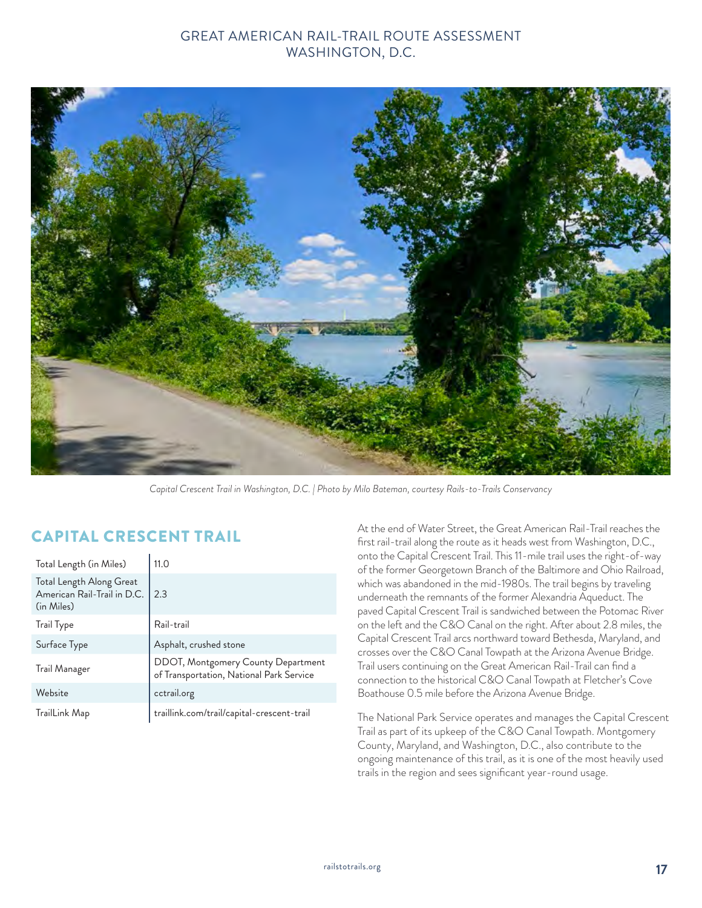Capital Crescent Trail in Washington, D.C. | Photo by Milo Bateman, courtesy Rails-to-Trails Conservancy

## CAPITAL CRESCENT TRAIL

| | |
|---|---|
| Total Length (in Miles) | 11.0 |
| Total Length Along Great American Rail-Trail in D.C. (in Miles) | 2.3 |
| Trail Type | Rail-trail |
| Surface Type | Asphalt, crushed stone |
| Trail Manager | DDOT, Montgomery County Department of Transportation, National Park Service |
| Website | cctrail.org |
| TrailLink Map | traillink.com/trail/capital-crescent-trail |

At the end of Water Street, the Great American Rail-Trail reaches the first rail-trail along the route as it heads west from Washington, D.C., onto the Capital Crescent Trail. This 11-mile trail uses the right-of-way of the former Georgetown Branch of the Baltimore and Ohio Railroad, which was abandoned in the mid-1980s. The trail begins by traveling underneath the remnants of the former Alexandria Aqueduct. The paved Capital Crescent Trail is sandwiched between the Potomac River on the left and the C&O Canal on the right. After about 2.8 miles, the Capital Crescent Trail arcs northward toward Bethesda, Maryland, and crosses over the C&O Canal Towpath at the Arizona Avenue Bridge. Trail users continuing on the Great American Rail-Trail can find a connection to the historical C&O Canal Towpath at Fletcher's Cove Boathouse 0.5 mile before the Arizona Avenue Bridge.

The National Park Service operates and manages the Capital Crescent Trail as part of its upkeep of the C&O Canal Towpath. Montgomery County, Maryland, and Washington, D.C., also contribute to the ongoing maintenance of this trail, as it is one of the most heavily used trails in the region and sees significant year-round usage.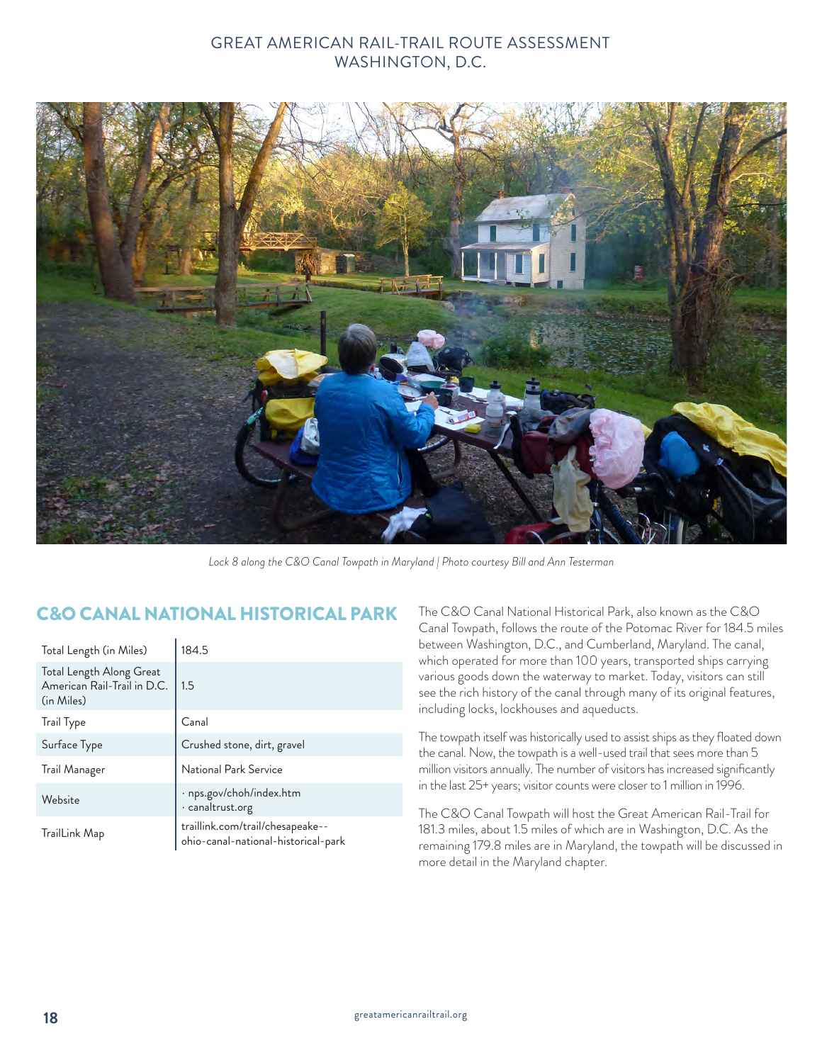Lock 8 along the C&O Canal Towpath in Maryland | Photo courtesy Bill and Ann Testerman

## C&O CANAL NATIONAL HISTORICAL PARK

| | |
|---|---|
| Total Length (in Miles) | 184.5 |
| Total Length Along Great American Rail-Trail in D.C. (in Miles) | 1.5 |
| Trail Type | Canal |
| Surface Type | Crushed stone, dirt, gravel |
| Trail Manager | National Park Service |
| Website | · nps.gov/choh/index.htm<br>· canaltrust.org |
| TrailLink Map | traillink.com/trail/chesapeake--ohio-canal-national-historical-park |

The C&O Canal National Historical Park, also known as the C&O Canal Towpath, follows the route of the Potomac River for 184.5 miles between Washington, D.C., and Cumberland, Maryland. The canal, which operated for more than 100 years, transported ships carrying various goods down the waterway to market. Today, visitors can still see the rich history of the canal through many of its original features, including locks, lockhouses and aqueducts.

The towpath itself was historically used to assist ships as they floated down the canal. Now, the towpath is a well-used trail that sees more than 5 million visitors annually. The number of visitors has increased significantly in the last 25+ years; visitor counts were closer to 1 million in 1996.

The C&O Canal Towpath will host the Great American Rail-Trail for 181.3 miles, about 1.5 miles of which are in Washington, D.C. As the remaining 179.8 miles are in Maryland, the towpath will be discussed in more detail in the Maryland chapter.